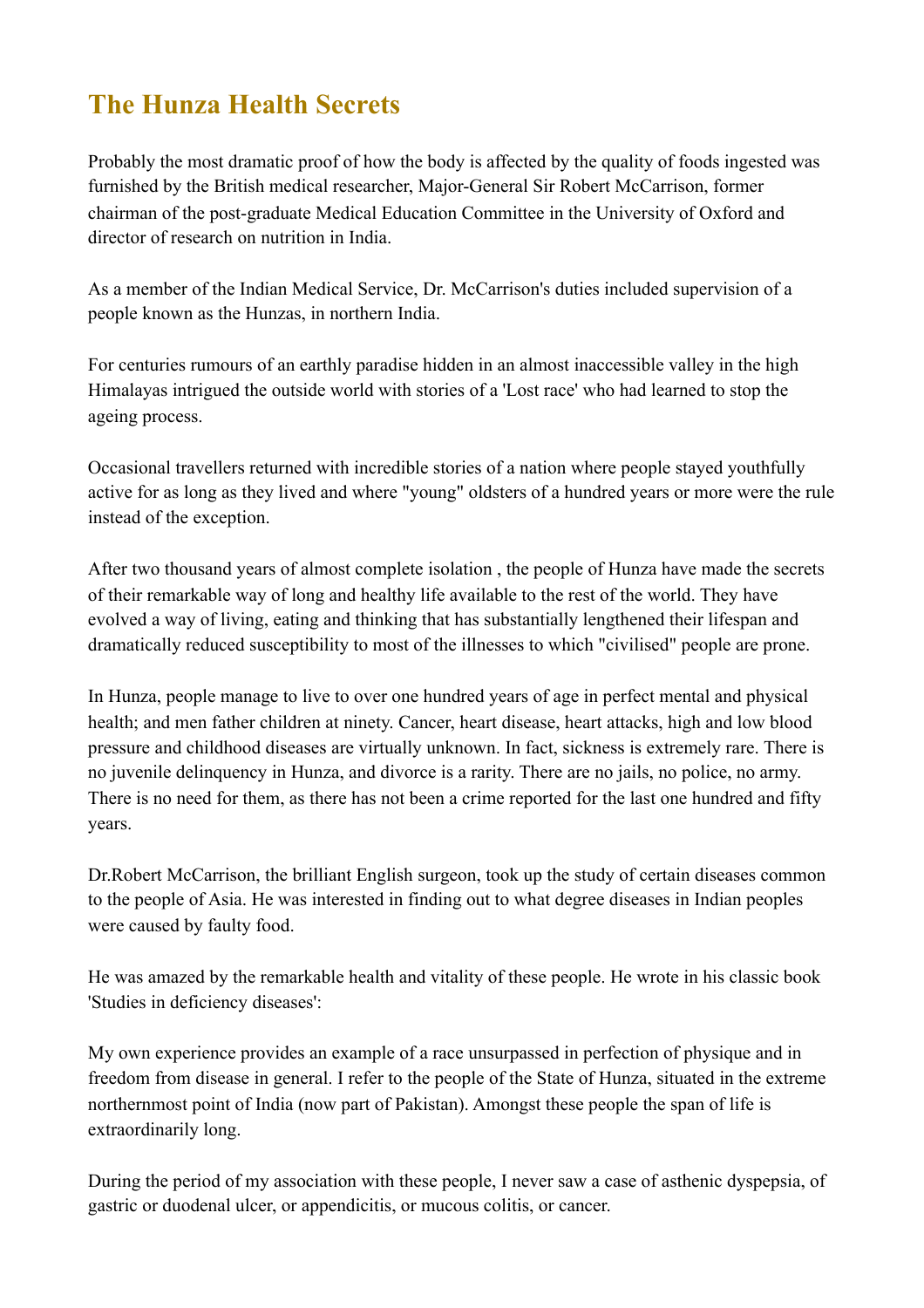# The Hunza Health Secrets

Probably the most dramatic proof of how the body is affected by the quality of foods ingested was furnished by the British medical researcher, Major-General Sir Robert McCarrison, former chairman of the post-graduate Medical Education Committee in the University of Oxford and director of research on nutrition in India.

As a member of the Indian Medical Service, Dr. McCarrison's duties included supervision of a people known as the Hunzas, in northern India.

For centuries rumours of an earthly paradise hidden in an almost inaccessible valley in the high Himalayas intrigued the outside world with stories of a 'Lost race' who had learned to stop the ageing process.

Occasional travellers returned with incredible stories of a nation where people stayed youthfully active for as long as they lived and where "young" oldsters of a hundred years or more were the rule instead of the exception.

After two thousand years of almost complete isolation , the people of Hunza have made the secrets of their remarkable way of long and healthy life available to the rest of the world. They have evolved a way of living, eating and thinking that has substantially lengthened their lifespan and dramatically reduced susceptibility to most of the illnesses to which "civilised" people are prone.

In Hunza, people manage to live to over one hundred years of age in perfect mental and physical health; and men father children at ninety. Cancer, heart disease, heart attacks, high and low blood pressure and childhood diseases are virtually unknown. In fact, sickness is extremely rare. There is no juvenile delinquency in Hunza, and divorce is a rarity. There are no jails, no police, no army. There is no need for them, as there has not been a crime reported for the last one hundred and fifty years.

Dr.Robert McCarrison, the brilliant English surgeon, took up the study of certain diseases common to the people of Asia. He was interested in finding out to what degree diseases in Indian peoples were caused by faulty food.

He was amazed by the remarkable health and vitality of these people. He wrote in his classic book 'Studies in deficiency diseases':

My own experience provides an example of a race unsurpassed in perfection of physique and in freedom from disease in general. I refer to the people of the State of Hunza, situated in the extreme northernmost point of India (now part of Pakistan). Amongst these people the span of life is extraordinarily long.

During the period of my association with these people, I never saw a case of asthenic dyspepsia, of gastric or duodenal ulcer, or appendicitis, or mucous colitis, or cancer.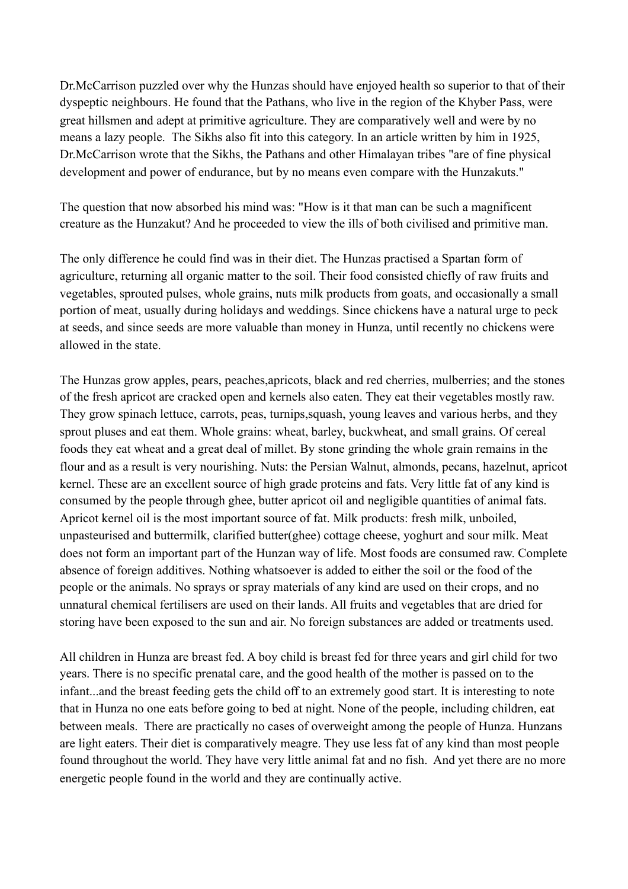Dr.McCarrison puzzled over why the Hunzas should have enjoyed health so superior to that of their dyspeptic neighbours. He found that the Pathans, who live in the region of the Khyber Pass, were great hillsmen and adept at primitive agriculture. They are comparatively well and were by no means a lazy people. The Sikhs also fit into this category. In an article written by him in 1925, Dr.McCarrison wrote that the Sikhs, the Pathans and other Himalayan tribes "are of fine physical development and power of endurance, but by no means even compare with the Hunzakuts."

The question that now absorbed his mind was: "How is it that man can be such a magnificent creature as the Hunzakut? And he proceeded to view the ills of both civilised and primitive man.

The only difference he could find was in their diet. The Hunzas practised a Spartan form of agriculture, returning all organic matter to the soil. Their food consisted chiefly of raw fruits and vegetables, sprouted pulses, whole grains, nuts milk products from goats, and occasionally a small portion of meat, usually during holidays and weddings. Since chickens have a natural urge to peck at seeds, and since seeds are more valuable than money in Hunza, until recently no chickens were allowed in the state.

The Hunzas grow apples, pears, peaches,apricots, black and red cherries, mulberries; and the stones of the fresh apricot are cracked open and kernels also eaten. They eat their vegetables mostly raw. They grow spinach lettuce, carrots, peas, turnips,squash, young leaves and various herbs, and they sprout pluses and eat them. Whole grains: wheat, barley, buckwheat, and small grains. Of cereal foods they eat wheat and a great deal of millet. By stone grinding the whole grain remains in the flour and as a result is very nourishing. Nuts: the Persian Walnut, almonds, pecans, hazelnut, apricot kernel. These are an excellent source of high grade proteins and fats. Very little fat of any kind is consumed by the people through ghee, butter apricot oil and negligible quantities of animal fats. Apricot kernel oil is the most important source of fat. Milk products: fresh milk, unboiled, unpasteurised and buttermilk, clarified butter(ghee) cottage cheese, yoghurt and sour milk. Meat does not form an important part of the Hunzan way of life. Most foods are consumed raw. Complete absence of foreign additives. Nothing whatsoever is added to either the soil or the food of the people or the animals. No sprays or spray materials of any kind are used on their crops, and no unnatural chemical fertilisers are used on their lands. All fruits and vegetables that are dried for storing have been exposed to the sun and air. No foreign substances are added or treatments used.

All children in Hunza are breast fed. A boy child is breast fed for three years and girl child for two years. There is no specific prenatal care, and the good health of the mother is passed on to the infant...and the breast feeding gets the child off to an extremely good start. It is interesting to note that in Hunza no one eats before going to bed at night. None of the people, including children, eat between meals. There are practically no cases of overweight among the people of Hunza. Hunzans are light eaters. Their diet is comparatively meagre. They use less fat of any kind than most people found throughout the world. They have very little animal fat and no fish. And yet there are no more energetic people found in the world and they are continually active.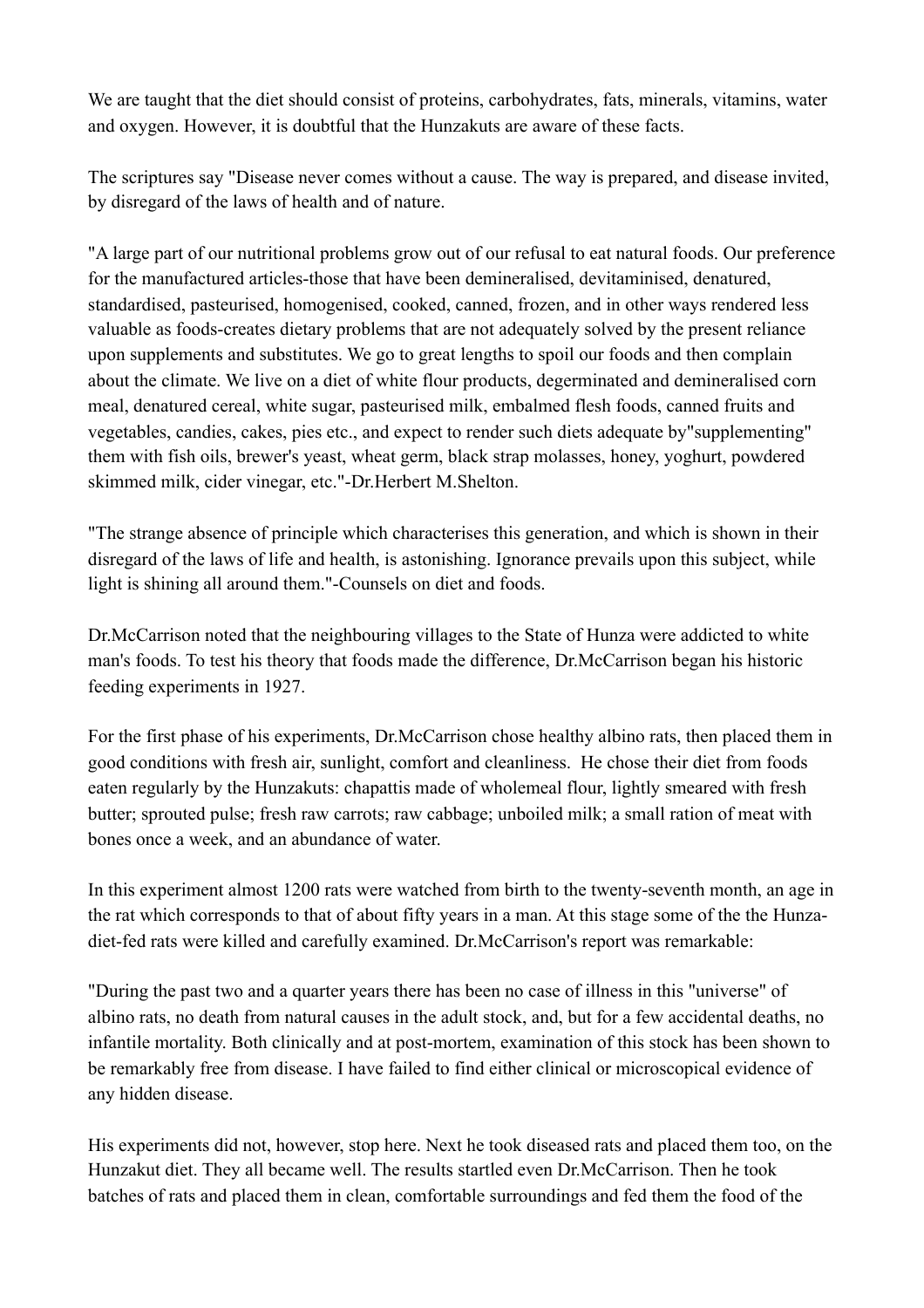We are taught that the diet should consist of proteins, carbohydrates, fats, minerals, vitamins, water and oxygen. However, it is doubtful that the Hunzakuts are aware of these facts.

The scriptures say "Disease never comes without a cause. The way is prepared, and disease invited, by disregard of the laws of health and of nature.

"A large part of our nutritional problems grow out of our refusal to eat natural foods. Our preference for the manufactured articles-those that have been demineralised, devitaminised, denatured, standardised, pasteurised, homogenised, cooked, canned, frozen, and in other ways rendered less valuable as foods-creates dietary problems that are not adequately solved by the present reliance upon supplements and substitutes. We go to great lengths to spoil our foods and then complain about the climate. We live on a diet of white flour products, degerminated and demineralised corn meal, denatured cereal, white sugar, pasteurised milk, embalmed flesh foods, canned fruits and vegetables, candies, cakes, pies etc., and expect to render such diets adequate by"supplementing" them with fish oils, brewer's yeast, wheat germ, black strap molasses, honey, yoghurt, powdered skimmed milk, cider vinegar, etc."-Dr.Herbert M.Shelton.

"The strange absence of principle which characterises this generation, and which is shown in their disregard of the laws of life and health, is astonishing. Ignorance prevails upon this subject, while light is shining all around them."-Counsels on diet and foods.

Dr.McCarrison noted that the neighbouring villages to the State of Hunza were addicted to white man's foods. To test his theory that foods made the difference, Dr.McCarrison began his historic feeding experiments in 1927.

For the first phase of his experiments, Dr.McCarrison chose healthy albino rats, then placed them in good conditions with fresh air, sunlight, comfort and cleanliness. He chose their diet from foods eaten regularly by the Hunzakuts: chapattis made of wholemeal flour, lightly smeared with fresh butter; sprouted pulse; fresh raw carrots; raw cabbage; unboiled milk; a small ration of meat with bones once a week, and an abundance of water.

In this experiment almost 1200 rats were watched from birth to the twenty-seventh month, an age in the rat which corresponds to that of about fifty years in a man. At this stage some of the the Hunza-diet-fed rats were killed and carefully examined. Dr.McCarrison's report was remarkable:

"During the past two and a quarter years there has been no case of illness in this "universe" of albino rats, no death from natural causes in the adult stock, and, but for a few accidental deaths, no infantile mortality. Both clinically and at post-mortem, examination of this stock has been shown to be remarkably free from disease. I have failed to find either clinical or microscopical evidence of any hidden disease.

His experiments did not, however, stop here. Next he took diseased rats and placed them too, on the Hunzakut diet. They all became well. The results startled even Dr.McCarrison. Then he took batches of rats and placed them in clean, comfortable surroundings and fed them the food of the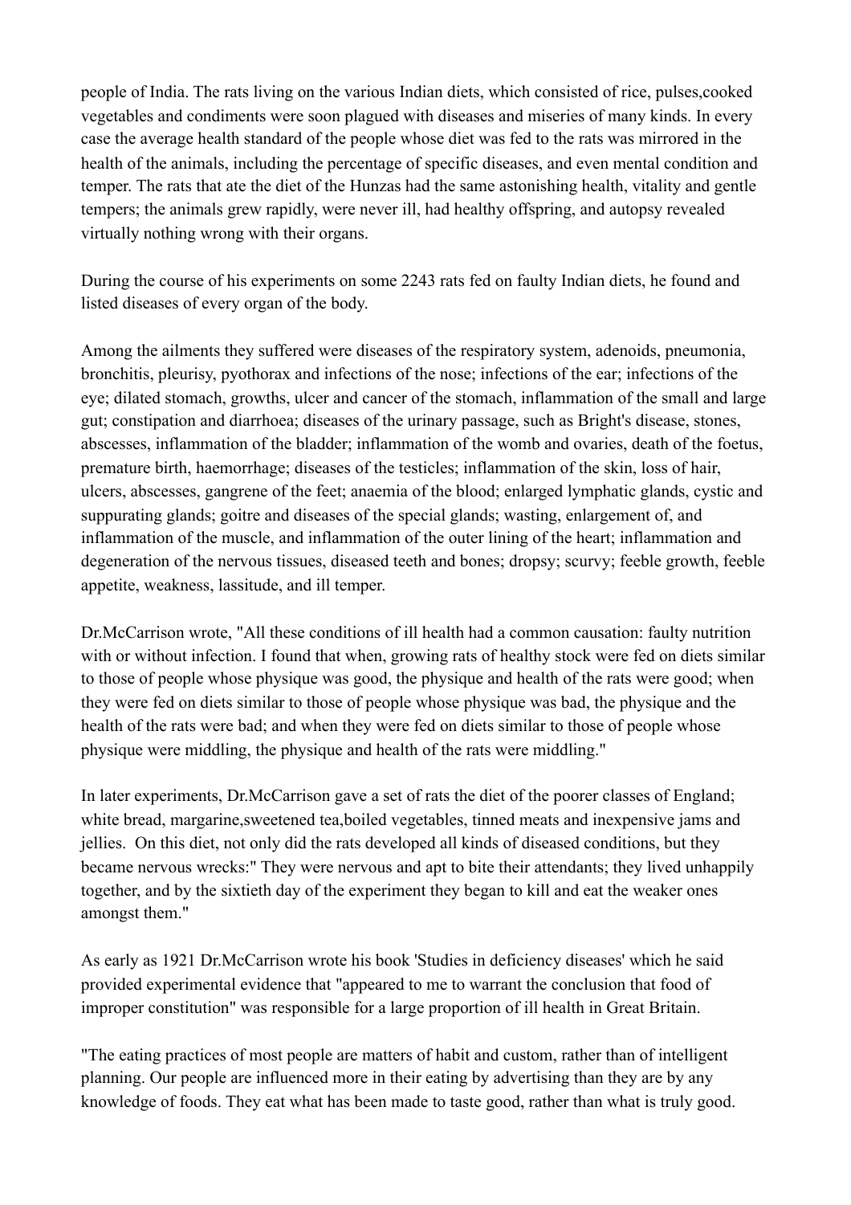people of India. The rats living on the various Indian diets, which consisted of rice, pulses,cooked vegetables and condiments were soon plagued with diseases and miseries of many kinds. In every case the average health standard of the people whose diet was fed to the rats was mirrored in the health of the animals, including the percentage of specific diseases, and even mental condition and temper. The rats that ate the diet of the Hunzas had the same astonishing health, vitality and gentle tempers; the animals grew rapidly, were never ill, had healthy offspring, and autopsy revealed virtually nothing wrong with their organs.

During the course of his experiments on some 2243 rats fed on faulty Indian diets, he found and listed diseases of every organ of the body.

Among the ailments they suffered were diseases of the respiratory system, adenoids, pneumonia, bronchitis, pleurisy, pyothorax and infections of the nose; infections of the ear; infections of the eye; dilated stomach, growths, ulcer and cancer of the stomach, inflammation of the small and large gut; constipation and diarrhoea; diseases of the urinary passage, such as Bright's disease, stones, abscesses, inflammation of the bladder; inflammation of the womb and ovaries, death of the foetus, premature birth, haemorrhage; diseases of the testicles; inflammation of the skin, loss of hair, ulcers, abscesses, gangrene of the feet; anaemia of the blood; enlarged lymphatic glands, cystic and suppurating glands; goitre and diseases of the special glands; wasting, enlargement of, and inflammation of the muscle, and inflammation of the outer lining of the heart; inflammation and degeneration of the nervous tissues, diseased teeth and bones; dropsy; scurvy; feeble growth, feeble appetite, weakness, lassitude, and ill temper.

Dr.McCarrison wrote, "All these conditions of ill health had a common causation: faulty nutrition with or without infection. I found that when, growing rats of healthy stock were fed on diets similar to those of people whose physique was good, the physique and health of the rats were good; when they were fed on diets similar to those of people whose physique was bad, the physique and the health of the rats were bad; and when they were fed on diets similar to those of people whose physique were middling, the physique and health of the rats were middling."

In later experiments, Dr.McCarrison gave a set of rats the diet of the poorer classes of England; white bread, margarine,sweetened tea,boiled vegetables, tinned meats and inexpensive jams and jellies. On this diet, not only did the rats developed all kinds of diseased conditions, but they became nervous wrecks:" They were nervous and apt to bite their attendants; they lived unhappily together, and by the sixtieth day of the experiment they began to kill and eat the weaker ones amongst them."

As early as 1921 Dr.McCarrison wrote his book 'Studies in deficiency diseases' which he said provided experimental evidence that "appeared to me to warrant the conclusion that food of improper constitution" was responsible for a large proportion of ill health in Great Britain.

"The eating practices of most people are matters of habit and custom, rather than of intelligent planning. Our people are influenced more in their eating by advertising than they are by any knowledge of foods. They eat what has been made to taste good, rather than what is truly good.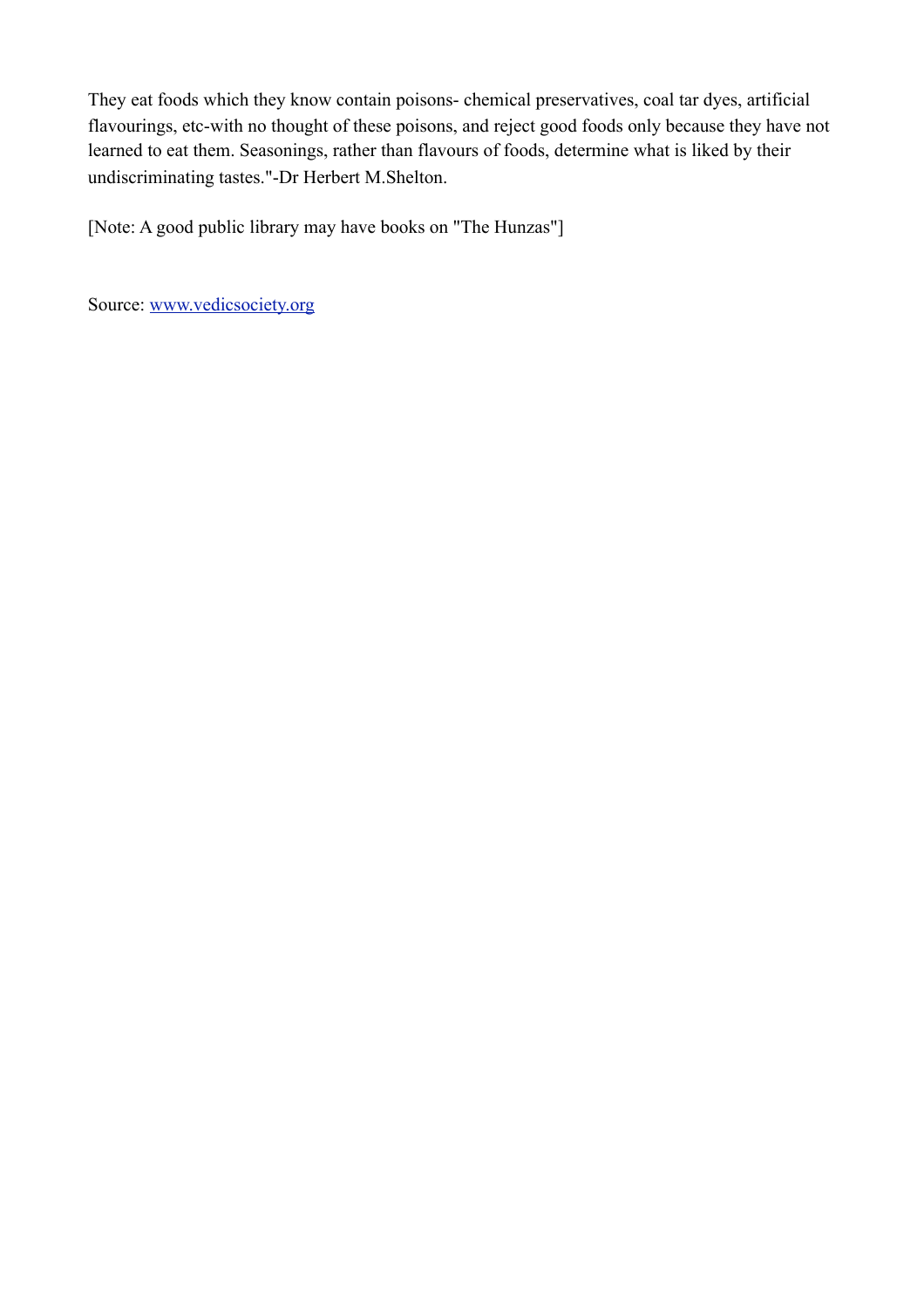They eat foods which they know contain poisons- chemical preservatives, coal tar dyes, artificial flavourings, etc-with no thought of these poisons, and reject good foods only because they have not learned to eat them. Seasonings, rather than flavours of foods, determine what is liked by their undiscriminating tastes."-Dr Herbert M.Shelton.

[Note: A good public library may have books on "The Hunzas"]

Source: [www.vedicsociety.org](http://www.vedicsociety.org)